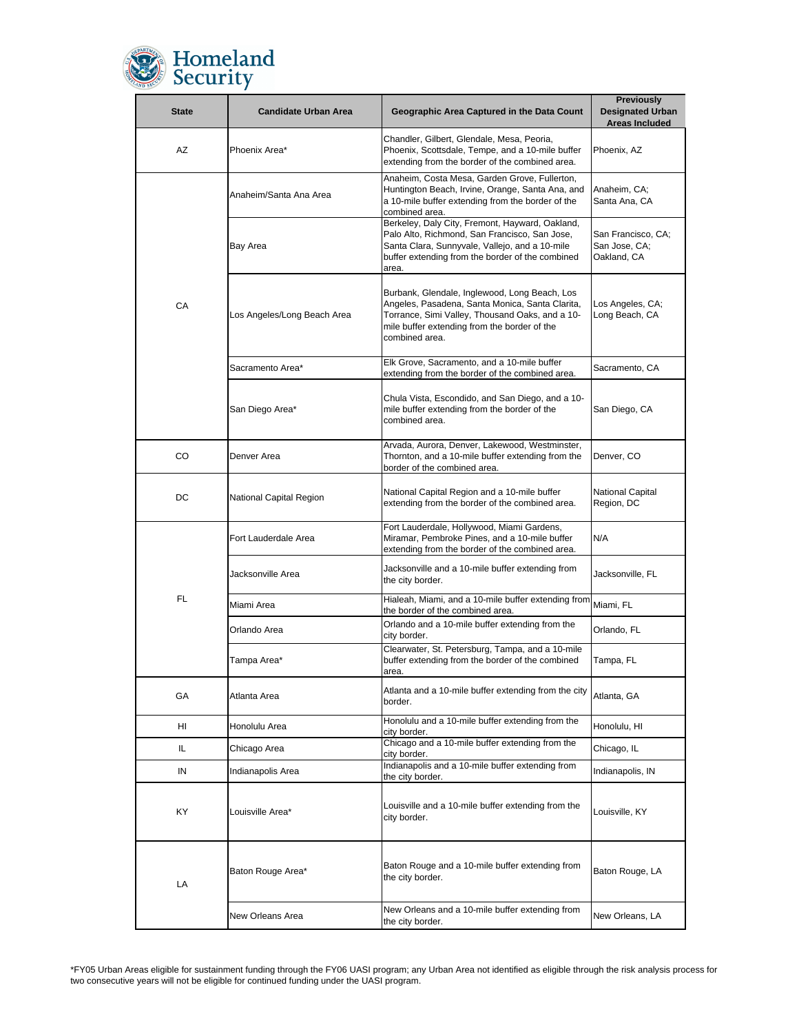| State | Candidate Urban Area | Geographic Area Captured in the Data Count | Previously Designated Urban Areas Included |
|---|---|---|---|
| AZ | Phoenix Area* | Chandler, Gilbert, Glendale, Mesa, Peoria, Phoenix, Scottsdale, Tempe, and a 10-mile buffer extending from the border of the combined area. | Phoenix, AZ |
| CA | Anaheim/Santa Ana Area | Anaheim, Costa Mesa, Garden Grove, Fullerton, Huntington Beach, Irvine, Orange, Santa Ana, and a 10-mile buffer extending from the border of the combined area. | Anaheim, CA; Santa Ana, CA |
| | Bay Area | Berkeley, Daly City, Fremont, Hayward, Oakland, Palo Alto, Richmond, San Francisco, San Jose, Santa Clara, Sunnyvale, Vallejo, and a 10-mile buffer extending from the border of the combined area. | San Francisco, CA; San Jose, CA; Oakland, CA |
| | Los Angeles/Long Beach Area | Burbank, Glendale, Inglewood, Long Beach, Los Angeles, Pasadena, Santa Monica, Santa Clarita, Torrance, Simi Valley, Thousand Oaks, and a 10-mile buffer extending from the border of the combined area. | Los Angeles, CA; Long Beach, CA |
| | Sacramento Area* | Elk Grove, Sacramento, and a 10-mile buffer extending from the border of the combined area. | Sacramento, CA |
| | San Diego Area* | Chula Vista, Escondido, and San Diego, and a 10-mile buffer extending from the border of the combined area. | San Diego, CA |
| CO | Denver Area | Arvada, Aurora, Denver, Lakewood, Westminster, Thornton, and a 10-mile buffer extending from the border of the combined area. | Denver, CO |
| DC | National Capital Region | National Capital Region and a 10-mile buffer extending from the border of the combined area. | National Capital Region, DC |
| FL | Fort Lauderdale Area | Fort Lauderdale, Hollywood, Miami Gardens, Miramar, Pembroke Pines, and a 10-mile buffer extending from the border of the combined area. | N/A |
| | Jacksonville Area | Jacksonville and a 10-mile buffer extending from the city border. | Jacksonville, FL |
| | Miami Area | Hialeah, Miami, and a 10-mile buffer extending from the border of the combined area. | Miami, FL |
| | Orlando Area | Orlando and a 10-mile buffer extending from the city border. | Orlando, FL |
| | Tampa Area* | Clearwater, St. Petersburg, Tampa, and a 10-mile buffer extending from the border of the combined area. | Tampa, FL |
| GA | Atlanta Area | Atlanta and a 10-mile buffer extending from the city border. | Atlanta, GA |
| HI | Honolulu Area | Honolulu and a 10-mile buffer extending from the city border. | Honolulu, HI |
| IL | Chicago Area | Chicago and a 10-mile buffer extending from the city border. | Chicago, IL |
| IN | Indianapolis Area | Indianapolis and a 10-mile buffer extending from the city border. | Indianapolis, IN |
| KY | Louisville Area* | Louisville and a 10-mile buffer extending from the city border. | Louisville, KY |
| LA | Baton Rouge Area* | Baton Rouge and a 10-mile buffer extending from the city border. | Baton Rouge, LA |
| | New Orleans Area | New Orleans and a 10-mile buffer extending from the city border. | New Orleans, LA |

*FY05 Urban Areas eligible for sustainment funding through the FY06 UASI program; any Urban Area not identified as eligible through the risk analysis process for two consecutive years will not be eligible for continued funding under the UASI program.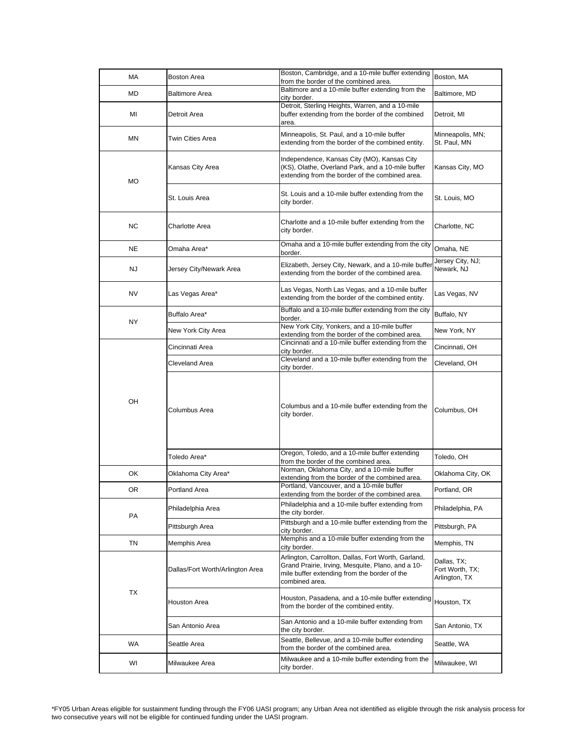| | | | |
|---|---|---|---|
| MA | Boston Area | Boston, Cambridge, and a 10-mile buffer extending from the border of the combined area. | Boston, MA |
| MD | Baltimore Area | Baltimore and a 10-mile buffer extending from the city border. | Baltimore, MD |
| MI | Detroit Area | Detroit, Sterling Heights, Warren, and a 10-mile buffer extending from the border of the combined area. | Detroit, MI |
| MN | Twin Cities Area | Minneapolis, St. Paul, and a 10-mile buffer extending from the border of the combined entity. | Minneapolis, MN; St. Paul, MN |
| MO | Kansas City Area | Independence, Kansas City (MO), Kansas City (KS), Olathe, Overland Park, and a 10-mile buffer extending from the border of the combined area. | Kansas City, MO |
| | St. Louis Area | St. Louis and a 10-mile buffer extending from the city border. | St. Louis, MO |
| NC | Charlotte Area | Charlotte and a 10-mile buffer extending from the city border. | Charlotte, NC |
| NE | Omaha Area* | Omaha and a 10-mile buffer extending from the city border. | Omaha, NE |
| NJ | Jersey City/Newark Area | Elizabeth, Jersey City, Newark, and a 10-mile buffer extending from the border of the combined area. | Jersey City, NJ; Newark, NJ |
| NV | Las Vegas Area* | Las Vegas, North Las Vegas, and a 10-mile buffer extending from the border of the combined entity. | Las Vegas, NV |
| NY | Buffalo Area* | Buffalo and a 10-mile buffer extending from the city border. | Buffalo, NY |
| | New York City Area | New York City, Yonkers, and a 10-mile buffer extending from the border of the combined area. | New York, NY |
| OH | Cincinnati Area | Cincinnati and a 10-mile buffer extending from the city border. | Cincinnati, OH |
| | Cleveland Area | Cleveland and a 10-mile buffer extending from the city border. | Cleveland, OH |
| | Columbus Area | Columbus and a 10-mile buffer extending from the city border. | Columbus, OH |
| | Toledo Area* | Oregon, Toledo, and a 10-mile buffer extending from the border of the combined area. | Toledo, OH |
| OK | Oklahoma City Area* | Norman, Oklahoma City, and a 10-mile buffer extending from the border of the combined area. | Oklahoma City, OK |
| OR | Portland Area | Portland, Vancouver, and a 10-mile buffer extending from the border of the combined area. | Portland, OR |
| PA | Philadelphia Area | Philadelphia and a 10-mile buffer extending from the city border. | Philadelphia, PA |
| | Pittsburgh Area | Pittsburgh and a 10-mile buffer extending from the city border. | Pittsburgh, PA |
| TN | Memphis Area | Memphis and a 10-mile buffer extending from the city border. | Memphis, TN |
| TX | Dallas/Fort Worth/Arlington Area | Arlington, Carrollton, Dallas, Fort Worth, Garland, Grand Prairie, Irving, Mesquite, Plano, and a 10-mile buffer extending from the border of the combined area. | Dallas, TX; Fort Worth, TX; Arlington, TX |
| | Houston Area | Houston, Pasadena, and a 10-mile buffer extending from the border of the combined entity. | Houston, TX |
| | San Antonio Area | San Antonio and a 10-mile buffer extending from the city border. | San Antonio, TX |
| WA | Seattle Area | Seattle, Bellevue, and a 10-mile buffer extending from the border of the combined area. | Seattle, WA |
| WI | Milwaukee Area | Milwaukee and a 10-mile buffer extending from the city border. | Milwaukee, WI |

*FY05 Urban Areas eligible for sustainment funding through the FY06 UASI program; any Urban Area not identified as eligible through the risk analysis process for two consecutive years will not be eligible for continued funding under the UASI program.